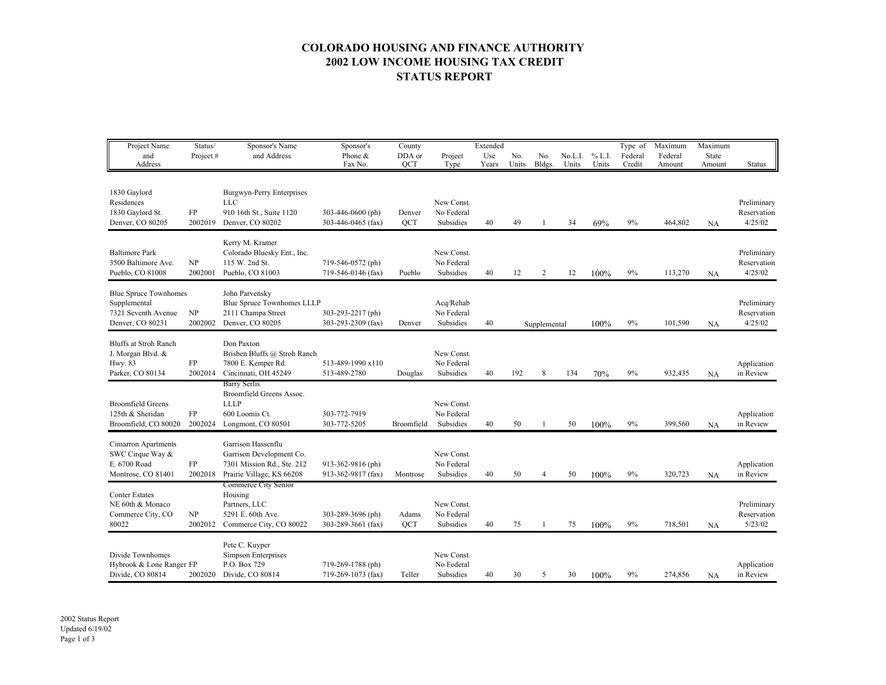# COLORADO HOUSING AND FINANCE AUTHORITY
# 2002 LOW INCOME HOUSING TAX CREDIT
# STATUS REPORT

| Project Name and Address | Status/ Project # | Sponsor's Name and Address | Sponsor's Phone & Fax No. | County DDA or QCT | Project Type | Extended Use Years | No. Units | No. Bldgs. | No.L.I. Units | % L.I. Units | Type of Federal Credit | Maximum Federal Amount | Maximum State Amount | Status |
|---|---|---|---|---|---|---|---|---|---|---|---|---|---|---|
| 1830 Gaylord Residences 1830 Gaylord St. Denver, CO 80205 | FP 2002019 | Burgwyn-Perry Enterprises LLC 910 16th St., Suite 1120 Denver, CO 80202 | 303-446-0600 (ph) 303-446-0465 (fax) | Denver QCT | New Const. No Federal Subsidies | 40 | 49 | 1 | 34 | 69% | 9% | 464,802 | NA | Preliminary Reservation 4/25/02 |
| Baltimore Park 3500 Baltimore Ave. Pueblo, CO 81008 | NP 2002001 | Kerry M. Kramer Colorado Bluesky Ent., Inc. 115 W. 2nd St. Pueblo, CO 81003 | 719-546-0572 (ph) 719-546-0146 (fax) | Pueblo | New Const. No Federal Subsidies | 40 | 12 | 2 | 12 | 100% | 9% | 113,270 | NA | Preliminary Reservation 4/25/02 |
| Blue Spruce Townhomes Supplemental 7321 Seventh Avenue Denver, CO 80231 | NP 2002002 | John Parvensky Blue Spruce Townhomes LLLP 2111 Champa Street Denver, CO 80205 | 303-293-2217 (ph) 303-293-2309 (fax) | Denver | Acq/Rehab No Federal Subsidies | 40 | | Supplemental | | 100% | 9% | 101,590 | NA | Preliminary Reservation 4/25/02 |
| Bluffs at Stroh Ranch J. Morgan Blvd. & Hwy. 83 Parker, CO 80134 | FP 2002014 | Don Paxton Brisben Bluffs @ Stroh Ranch 7800 E. Kemper Rd. Cincinnati, OH 45249 | 513-489-1990 x110 513-489-2780 | Douglas | New Const. No Federal Subsidies | 40 | 192 | 8 | 134 | 70% | 9% | 932,435 | NA | Application in Review |
| Broomfield Greens 125th & Sheridan Broomfield, CO 80020 | FP 2002024 | Barry Serlis Broomfield Greens Assoc. LLLP 600 Loomis Ct. Longmont, CO 80501 | 303-772-7919 303-772-5205 | Broomfield | New Const. No Federal Subsidies | 40 | 50 | 1 | 50 | 100% | 9% | 399,560 | NA | Application in Review |
| Cimarron Apartments SWC Cirque Way & E. 6700 Road Montrose, CO 81401 | FP 2002018 | Garrison Hassenflu Garrison Development Co. 7301 Mission Rd., Ste. 212 Prairie Village, KS 66208 | 913-362-9816 (ph) 913-362-9817 (fax) | Montrose | New Const. No Federal Subsidies | 40 | 50 | 4 | 50 | 100% | 9% | 320,723 | NA | Application in Review |
| Conter Estates NE 60th & Monaco Commerce City, CO 80022 | NP 2002012 | Commerce City Senior Housing Partners, LLC 5291 E. 60th Ave. Commerce City, CO 80022 | 303-289-3696 (ph) 303-289-3661 (fax) | Adams QCT | New Const. No Federal Subsidies | 40 | 75 | 1 | 75 | 100% | 9% | 718,501 | NA | Preliminary Reservation 5/23/02 |
| Divide Townhomes Hybrook & Lone Ranger Divide, CO 80814 | FP 2002020 | Pete C. Kuyper Simpson Enterprises P.O. Box 729 Divide, CO 80814 | 719-269-1788 (ph) 719-269-1073 (fax) | Teller | New Const. No Federal Subsidies | 40 | 30 | 5 | 30 | 100% | 9% | 274,856 | NA | Application in Review |

2002 Status Report
Updated 6/19/02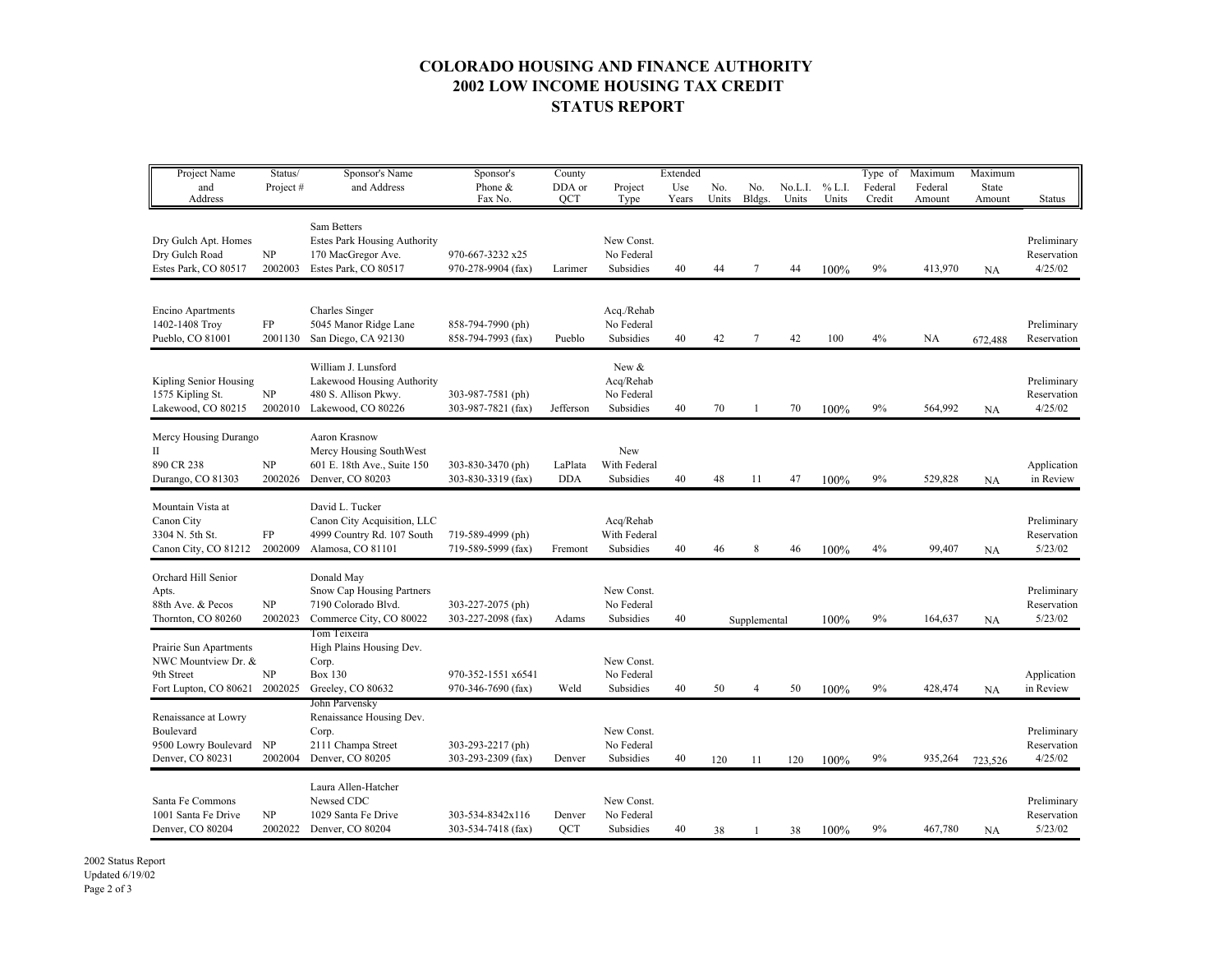# COLORADO HOUSING AND FINANCE AUTHORITY
# 2002 LOW INCOME HOUSING TAX CREDIT
# STATUS REPORT

| Project Name and Address | Status/ Project # | Sponsor's Name and Address | Sponsor's Phone & Fax No. | County DDA or QCT | Project Type | Extended Use Years | No. Units | No. Bldgs. | No.L.I. Units | % L.I. Units | Type of Federal Credit | Maximum Federal Amount | Maximum State Amount | Status |
|---|---|---|---|---|---|---|---|---|---|---|---|---|---|---|
| Dry Gulch Apt. Homes Dry Gulch Road Estes Park, CO 80517 | NP 2002003 | Sam Betters Estes Park Housing Authority 170 MacGregor Ave. Estes Park, CO 80517 | 970-667-3232 x25 970-278-9904 (fax) | Larimer | New Const. No Federal Subsidies | 40 | 44 | 7 | 44 | 100% | 9% | 413,970 | NA | Preliminary Reservation 4/25/02 |
| Encino Apartments 1402-1408 Troy Pueblo, CO 81001 | FP 2001130 | Charles Singer 5045 Manor Ridge Lane San Diego, CA 92130 | 858-794-7990 (ph) 858-794-7993 (fax) | Pueblo | Acq./Rehab No Federal Subsidies | 40 | 42 | 7 | 42 | 100 | 4% | NA | 672,488 | Preliminary Reservation |
| Kipling Senior Housing 1575 Kipling St. Lakewood, CO 80215 | NP 2002010 | William J. Lunsford Lakewood Housing Authority 480 S. Allison Pkwy. Lakewood, CO 80226 | 303-987-7581 (ph) 303-987-7821 (fax) | Jefferson | New & Acq/Rehab No Federal Subsidies | 40 | 70 | 1 | 70 | 100% | 9% | 564,992 | NA | Preliminary Reservation 4/25/02 |
| Mercy Housing Durango II 890 CR 238 Durango, CO 81303 | NP 2002026 | Aaron Krasnow Mercy Housing SouthWest 601 E. 18th Ave., Suite 150 Denver, CO 80203 | 303-830-3470 (ph) 303-830-3319 (fax) | LaPlata DDA | New With Federal Subsidies | 40 | 48 | 11 | 47 | 100% | 9% | 529,828 | NA | Application in Review |
| Mountain Vista at Canon City 3304 N. 5th St. Canon City, CO 81212 | FP 2002009 | David L. Tucker Canon City Acquisition, LLC 4999 Country Rd. 107 South Alamosa, CO 81101 | 719-589-4999 (ph) 719-589-5999 (fax) | Fremont | Acq/Rehab With Federal Subsidies | 40 | 46 | 8 | 46 | 100% | 4% | 99,407 | NA | Preliminary Reservation 5/23/02 |
| Orchard Hill Senior Apts. 88th Ave. & Pecos Thornton, CO 80260 | NP 2002023 | Donald May Snow Cap Housing Partners 7190 Colorado Blvd. Commerce City, CO 80022 | 303-227-2075 (ph) 303-227-2098 (fax) | Adams | New Const. No Federal Subsidies | 40 | | Supplemental | | 100% | 9% | 164,637 | NA | Preliminary Reservation 5/23/02 |
| Prairie Sun Apartments NWC Mountview Dr. & 9th Street Fort Lupton, CO 80621 | NP 2002025 | Tom Teixeira High Plains Housing Dev. Corp. Box 130 Greeley, CO 80632 | 970-352-1551 x6541 970-346-7690 (fax) | Weld | New Const. No Federal Subsidies | 40 | 50 | 4 | 50 | 100% | 9% | 428,474 | NA | Application in Review |
| Renaissance at Lowry Boulevard 9500 Lowry Boulevard Denver, CO 80231 | NP 2002004 | John Parvensky Renaissance Housing Dev. Corp. 2111 Champa Street Denver, CO 80205 | 303-293-2217 (ph) 303-293-2309 (fax) | Denver | New Const. No Federal Subsidies | 40 | 120 | 11 | 120 | 100% | 9% | 935,264 | 723,526 | Preliminary Reservation 4/25/02 |
| Santa Fe Commons 1001 Santa Fe Drive Denver, CO 80204 | NP 2002022 | Laura Allen-Hatcher Newsed CDC 1029 Santa Fe Drive Denver, CO 80204 | 303-534-8342x116 303-534-7418 (fax) | Denver QCT | New Const. No Federal Subsidies | 40 | 38 | 1 | 38 | 100% | 9% | 467,780 | NA | Preliminary Reservation 5/23/02 |

2002 Status Report
Updated 6/19/02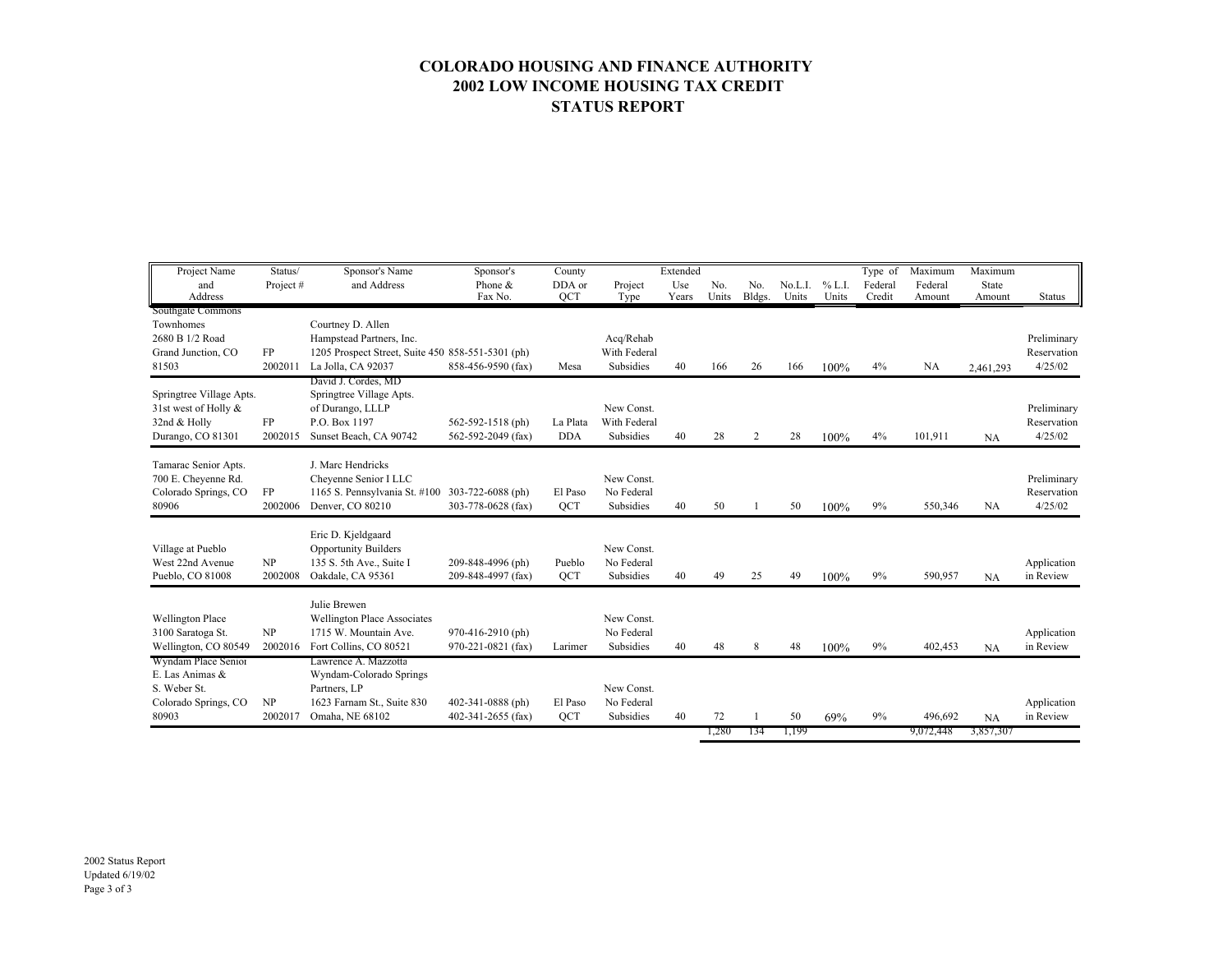# COLORADO HOUSING AND FINANCE AUTHORITY
# 2002 LOW INCOME HOUSING TAX CREDIT
# STATUS REPORT

| Project Name and Address | Status/ Project # | Sponsor's Name and Address | Sponsor's Phone & Fax No. | County DDA or QCT | Project Type | Extended Use Years | No. Units | No. Bldgs. | No.L.I. Units | % L.I. Units | Type of Federal Credit | Maximum Federal Amount | Maximum State Amount | Status |
|---|---|---|---|---|---|---|---|---|---|---|---|---|---|---|
| Southgate Commons Townhomes 2680 B 1/2 Road Grand Junction, CO 81503 | FP 2002011 | Courtney D. Allen Hampstead Partners, Inc. 1205 Prospect Street, Suite 450 La Jolla, CA 92037 | 858-551-5301 (ph) 858-456-9590 (fax) | Mesa | Acq/Rehab With Federal Subsidies | 40 | 166 | 26 | 166 | 100% | 4% | NA | 2,461,293 | Preliminary Reservation 4/25/02 |
| Springtree Village Apts. 31st west of Holly & 32nd & Holly Durango, CO 81301 | FP 2002015 | David J. Cordes, MD Springtree Village Apts. of Durango, LLLP P.O. Box 1197 Sunset Beach, CA 90742 | 562-592-1518 (ph) 562-592-2049 (fax) | La Plata DDA | New Const. With Federal Subsidies | 40 | 28 | 2 | 28 | 100% | 4% | 101,911 | NA | Preliminary Reservation 4/25/02 |
| Tamarac Senior Apts. 700 E. Cheyenne Rd. Colorado Springs, CO 80906 | FP 2002006 | J. Marc Hendricks Cheyenne Senior I LLC 1165 S. Pennsylvania St. #100 Denver, CO 80210 | 303-722-6088 (ph) 303-778-0628 (fax) | El Paso QCT | New Const. No Federal Subsidies | 40 | 50 | 1 | 50 | 100% | 9% | 550,346 | NA | Preliminary Reservation 4/25/02 |
| Village at Pueblo West 22nd Avenue Pueblo, CO 81008 | NP 2002008 | Eric D. Kjeldgaard Opportunity Builders 135 S. 5th Ave., Suite I Oakdale, CA 95361 | 209-848-4996 (ph) 209-848-4997 (fax) | Pueblo QCT | New Const. No Federal Subsidies | 40 | 49 | 25 | 49 | 100% | 9% | 590,957 | NA | Application in Review |
| Wellington Place 3100 Saratoga St. Wellington, CO 80549 | NP 2002016 | Julie Brewen Wellington Place Associates 1715 W. Mountain Ave. Fort Collins, CO 80521 | 970-416-2910 (ph) 970-221-0821 (fax) | Larimer | New Const. No Federal Subsidies | 40 | 48 | 8 | 48 | 100% | 9% | 402,453 | NA | Application in Review |
| Wyndam Place Senior E. Las Animas & S. Weber St. Colorado Springs, CO 80903 | NP 2002017 | Lawrence A. Mazzotta Wyndam-Colorado Springs Partners, LP 1623 Farnam St., Suite 830 Omaha, NE 68102 | 402-341-0888 (ph) 402-341-2655 (fax) | El Paso QCT | New Const. No Federal Subsidies | 40 | 72 | 1 | 50 | 69% | 9% | 496,692 | NA | Application in Review |
| | | | | | | | 1,280 | 134 | 1,199 | | | 9,072,448 | 3,857,307 | |

2002 Status Report
Updated 6/19/02